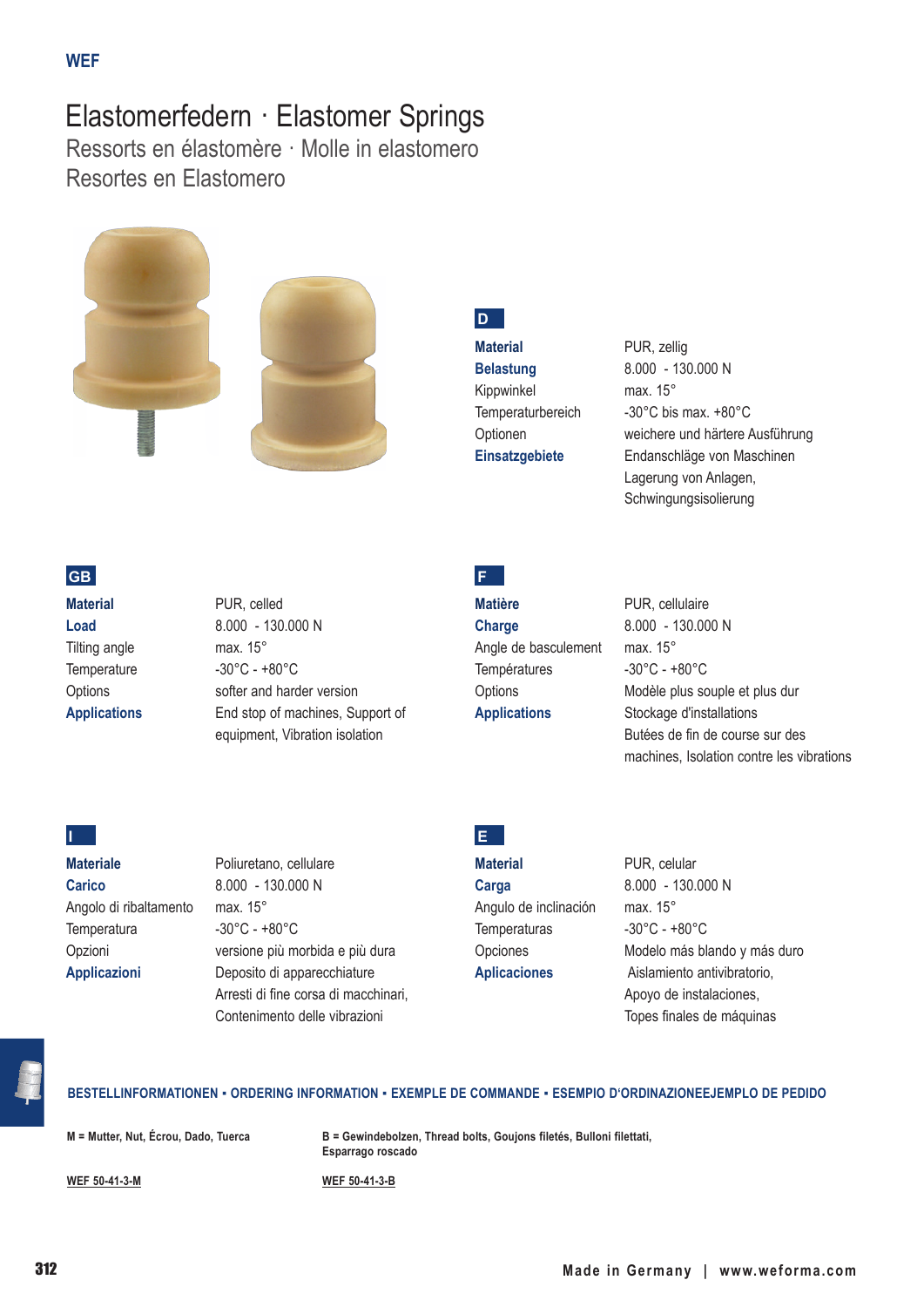WEF

# Elastomerfedern · Elastomer Springs

## Ressorts en élastomère · Molle in elastomero

## Resortes en Elastomero

**D**

| | |
|---|---|
| **Material** | PUR, zellig |
| **Belastung** | 8.000 - 130.000 N |
| Kippwinkel | max. 15° |
| Temperaturbereich | -30°C bis max. +80°C |
| Optionen | weichere und härtere Ausführung |
| **Einsatzgebiete** | Endanschläge von Maschinen Lagerung von Anlagen, Schwingungsisolierung |

**GB**

| | |
|---|---|
| **Material** | PUR, celled |
| **Load** | 8.000 - 130.000 N |
| Tilting angle | max. 15° |
| Temperature | -30°C - +80°C |
| Options | softer and harder version |
| **Applications** | End stop of machines, Support of equipment, Vibration isolation |

**F**

| | |
|---|---|
| **Matière** | PUR, cellulaire |
| **Charge** | 8.000 - 130.000 N |
| Angle de basculement | max. 15° |
| Températures | -30°C - +80°C |
| Options | Modèle plus souple et plus dur |
| **Applications** | Stockage d'installations Butées de fin de course sur des machines, Isolation contre les vibrations |

**I**

| | |
|---|---|
| **Materiale** | Poliuretano, cellulare |
| **Carico** | 8.000 - 130.000 N |
| Angolo di ribaltamento | max. 15° |
| Temperatura | -30°C - +80°C |
| Opzioni | versione più morbida e più dura |
| **Applicazioni** | Deposito di apparecchiature Arresti di fine corsa di macchinari, Contenimento delle vibrazioni |

**E**

| | |
|---|---|
| **Material** | PUR, celular |
| **Carga** | 8.000 - 130.000 N |
| Angulo de inclinación | max. 15° |
| Temperaturas | -30°C - +80°C |
| Opciones | Modelo más blando y más duro |
| **Aplicaciones** | Aislamiento antivibratorio, Apoyo de instalaciones, Topes finales de máquinas |

**BESTELLINFORMATIONEN ▪ ORDERING INFORMATION ▪ EXEMPLE DE COMMANDE ▪ ESEMPIO D'ORDINAZIONEEJEMPLO DE PEDIDO**

**M = Mutter, Nut, Écrou, Dado, Tuerca**

**B = Gewindebolzen, Thread bolts, Goujons filetés, Bulloni filettati, Esparrago roscado**

**WEF 50-41-3-M**

**WEF 50-41-3-B**

Made in Germany | www.weforma.com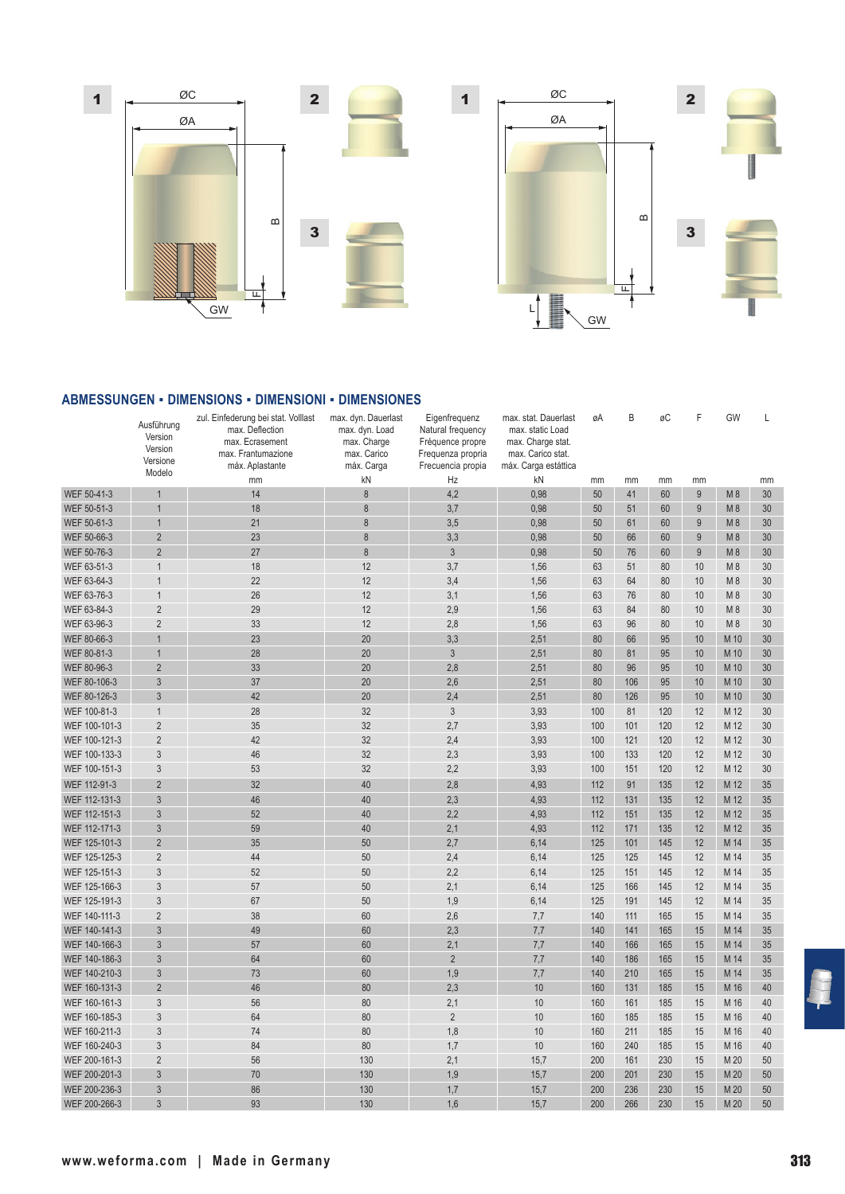1

ØC

ØA

B

F

GW

2

3

1

ØC

ØA

B

F

L

GW

2

3

## ABMESSUNGEN ▪ DIMENSIONS ▪ DIMENSIONI ▪ DIMENSIONES

| | Ausführung Version Version Versione Modelo | zul. Einfederung bei stat. Volllast max. Deflection max. Ecrasement max. Frantumazione máx. Aplastante | max. dyn. Dauerlast max. dyn. Load max. Charge max. Carico máx. Carga | Eigenfrequenz Natural frequency Fréquence propre Frequenza propria Frecuencia propia | max. stat. Dauerlast max. static Load max. Charge stat. max. Carico stat. máx. Carga estáttica | øA | B | øC | F | GW | L |
|---|---|---|---|---|---|---|---|---|---|---|---|
| | | mm | kN | Hz | kN | mm | mm | mm | mm | | mm |
| WEF 50-41-3 | 1 | 14 | 8 | 4,2 | 0,98 | 50 | 41 | 60 | 9 | M 8 | 30 |
| WEF 50-51-3 | 1 | 18 | 8 | 3,7 | 0,98 | 50 | 51 | 60 | 9 | M 8 | 30 |
| WEF 50-61-3 | 1 | 21 | 8 | 3,5 | 0,98 | 50 | 61 | 60 | 9 | M 8 | 30 |
| WEF 50-66-3 | 2 | 23 | 8 | 3,3 | 0,98 | 50 | 66 | 60 | 9 | M 8 | 30 |
| WEF 50-76-3 | 2 | 27 | 8 | 3 | 0,98 | 50 | 76 | 60 | 9 | M 8 | 30 |
| WEF 63-51-3 | 1 | 18 | 12 | 3,7 | 1,56 | 63 | 51 | 80 | 10 | M 8 | 30 |
| WEF 63-64-3 | 1 | 22 | 12 | 3,4 | 1,56 | 63 | 64 | 80 | 10 | M 8 | 30 |
| WEF 63-76-3 | 1 | 26 | 12 | 3,1 | 1,56 | 63 | 76 | 80 | 10 | M 8 | 30 |
| WEF 63-84-3 | 2 | 29 | 12 | 2,9 | 1,56 | 63 | 84 | 80 | 10 | M 8 | 30 |
| WEF 63-96-3 | 2 | 33 | 12 | 2,8 | 1,56 | 63 | 96 | 80 | 10 | M 8 | 30 |
| WEF 80-66-3 | 1 | 23 | 20 | 3,3 | 2,51 | 80 | 66 | 95 | 10 | M 10 | 30 |
| WEF 80-81-3 | 1 | 28 | 20 | 3 | 2,51 | 80 | 81 | 95 | 10 | M 10 | 30 |
| WEF 80-96-3 | 2 | 33 | 20 | 2,8 | 2,51 | 80 | 96 | 95 | 10 | M 10 | 30 |
| WEF 80-106-3 | 3 | 37 | 20 | 2,6 | 2,51 | 80 | 106 | 95 | 10 | M 10 | 30 |
| WEF 80-126-3 | 3 | 42 | 20 | 2,4 | 2,51 | 80 | 126 | 95 | 10 | M 10 | 30 |
| WEF 100-81-3 | 1 | 28 | 32 | 3 | 3,93 | 100 | 81 | 120 | 12 | M 12 | 30 |
| WEF 100-101-3 | 2 | 35 | 32 | 2,7 | 3,93 | 100 | 101 | 120 | 12 | M 12 | 30 |
| WEF 100-121-3 | 2 | 42 | 32 | 2,4 | 3,93 | 100 | 121 | 120 | 12 | M 12 | 30 |
| WEF 100-133-3 | 3 | 46 | 32 | 2,3 | 3,93 | 100 | 133 | 120 | 12 | M 12 | 30 |
| WEF 100-151-3 | 3 | 53 | 32 | 2,2 | 3,93 | 100 | 151 | 120 | 12 | M 12 | 30 |
| WEF 112-91-3 | 2 | 32 | 40 | 2,8 | 4,93 | 112 | 91 | 135 | 12 | M 12 | 35 |
| WEF 112-131-3 | 3 | 46 | 40 | 2,3 | 4,93 | 112 | 131 | 135 | 12 | M 12 | 35 |
| WEF 112-151-3 | 3 | 52 | 40 | 2,2 | 4,93 | 112 | 151 | 135 | 12 | M 12 | 35 |
| WEF 112-171-3 | 3 | 59 | 40 | 2,1 | 4,93 | 112 | 171 | 135 | 12 | M 12 | 35 |
| WEF 125-101-3 | 2 | 35 | 50 | 2,7 | 6,14 | 125 | 101 | 145 | 12 | M 14 | 35 |
| WEF 125-125-3 | 2 | 44 | 50 | 2,4 | 6,14 | 125 | 125 | 145 | 12 | M 14 | 35 |
| WEF 125-151-3 | 3 | 52 | 50 | 2,2 | 6,14 | 125 | 151 | 145 | 12 | M 14 | 35 |
| WEF 125-166-3 | 3 | 57 | 50 | 2,1 | 6,14 | 125 | 166 | 145 | 12 | M 14 | 35 |
| WEF 125-191-3 | 3 | 67 | 50 | 1,9 | 6,14 | 125 | 191 | 145 | 12 | M 14 | 35 |
| WEF 140-111-3 | 2 | 38 | 60 | 2,6 | 7,7 | 140 | 111 | 165 | 15 | M 14 | 35 |
| WEF 140-141-3 | 3 | 49 | 60 | 2,3 | 7,7 | 140 | 141 | 165 | 15 | M 14 | 35 |
| WEF 140-166-3 | 3 | 57 | 60 | 2,1 | 7,7 | 140 | 166 | 165 | 15 | M 14 | 35 |
| WEF 140-186-3 | 3 | 64 | 60 | 2 | 7,7 | 140 | 186 | 165 | 15 | M 14 | 35 |
| WEF 140-210-3 | 3 | 73 | 60 | 1,9 | 7,7 | 140 | 210 | 165 | 15 | M 14 | 35 |
| WEF 160-131-3 | 2 | 46 | 80 | 2,3 | 10 | 160 | 131 | 185 | 15 | M 16 | 40 |
| WEF 160-161-3 | 3 | 56 | 80 | 2,1 | 10 | 160 | 161 | 185 | 15 | M 16 | 40 |
| WEF 160-185-3 | 3 | 64 | 80 | 2 | 10 | 160 | 185 | 185 | 15 | M 16 | 40 |
| WEF 160-211-3 | 3 | 74 | 80 | 1,8 | 10 | 160 | 211 | 185 | 15 | M 16 | 40 |
| WEF 160-240-3 | 3 | 84 | 80 | 1,7 | 10 | 160 | 240 | 185 | 15 | M 16 | 40 |
| WEF 200-161-3 | 2 | 56 | 130 | 2,1 | 15,7 | 200 | 161 | 230 | 15 | M 20 | 50 |
| WEF 200-201-3 | 3 | 70 | 130 | 1,9 | 15,7 | 200 | 201 | 230 | 15 | M 20 | 50 |
| WEF 200-236-3 | 3 | 86 | 130 | 1,7 | 15,7 | 200 | 236 | 230 | 15 | M 20 | 50 |
| WEF 200-266-3 | 3 | 93 | 130 | 1,6 | 15,7 | 200 | 266 | 230 | 15 | M 20 | 50 |

www.weforma.com | Made in Germany